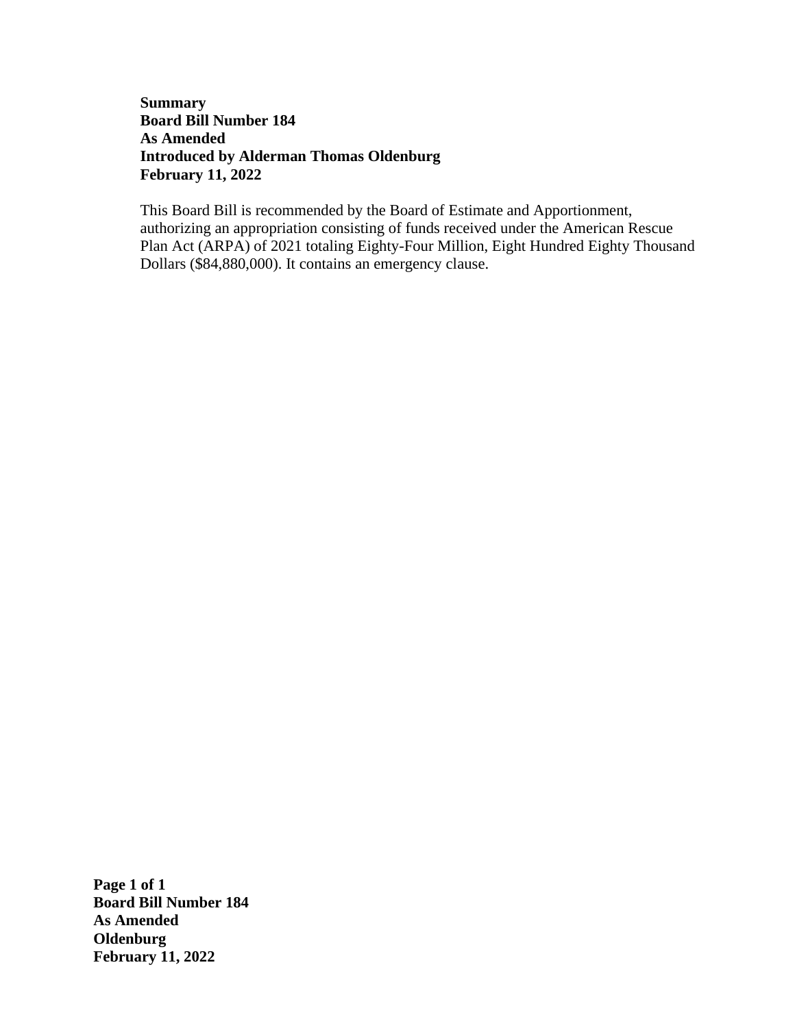**Summary**
**Board Bill Number 184**
**As Amended**
**Introduced by Alderman Thomas Oldenburg**
**February 11, 2022**

This Board Bill is recommended by the Board of Estimate and Apportionment, authorizing an appropriation consisting of funds received under the American Rescue Plan Act (ARPA) of 2021 totaling Eighty-Four Million, Eight Hundred Eighty Thousand Dollars ($84,880,000). It contains an emergency clause.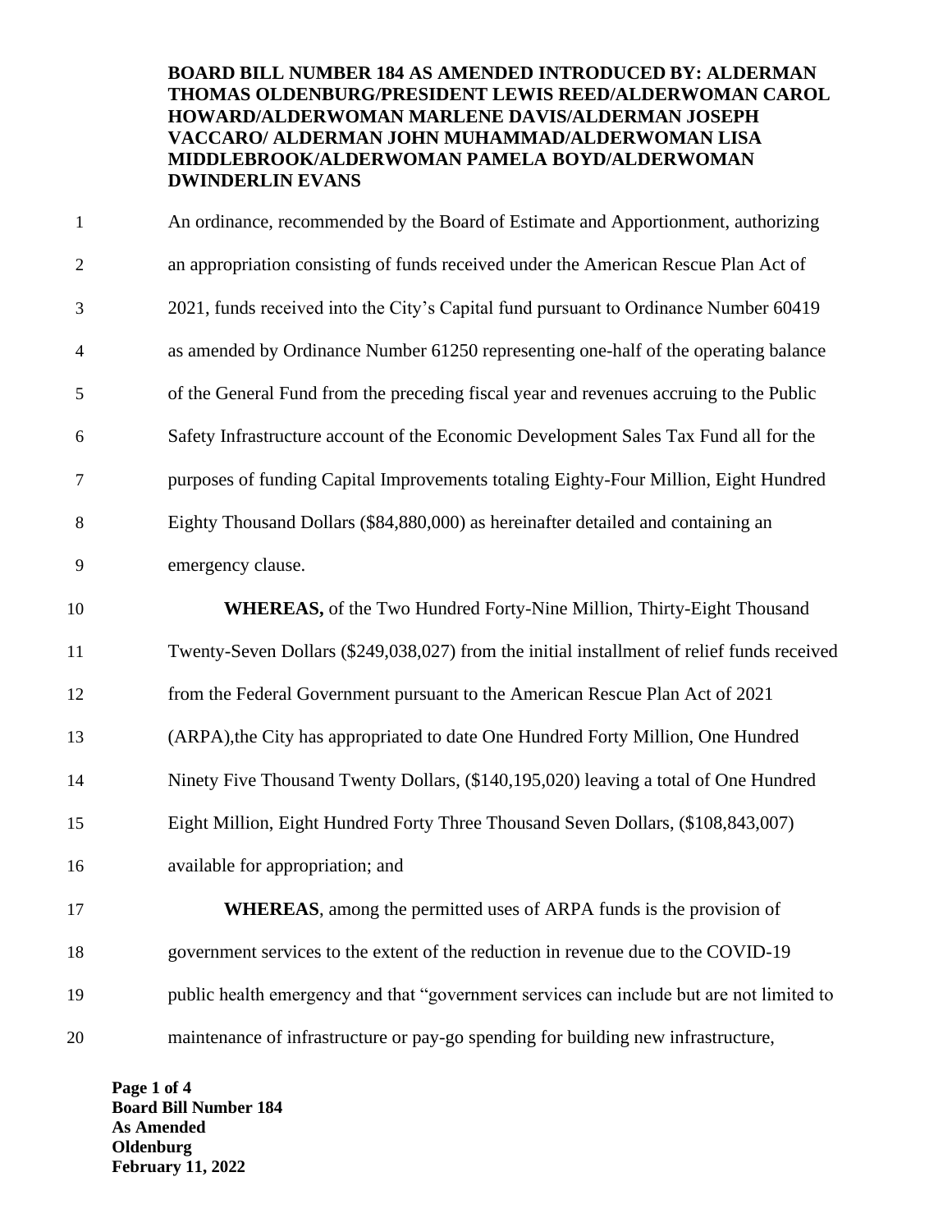**BOARD BILL NUMBER 184 AS AMENDED INTRODUCED BY: ALDERMAN THOMAS OLDENBURG/PRESIDENT LEWIS REED/ALDERWOMAN CAROL HOWARD/ALDERWOMAN MARLENE DAVIS/ALDERMAN JOSEPH VACCARO/ ALDERMAN JOHN MUHAMMAD/ALDERWOMAN LISA MIDDLEBROOK/ALDERWOMAN PAMELA BOYD/ALDERWOMAN DWINDERLIN EVANS**

An ordinance, recommended by the Board of Estimate and Apportionment, authorizing an appropriation consisting of funds received under the American Rescue Plan Act of 2021, funds received into the City's Capital fund pursuant to Ordinance Number 60419 as amended by Ordinance Number 61250 representing one-half of the operating balance of the General Fund from the preceding fiscal year and revenues accruing to the Public Safety Infrastructure account of the Economic Development Sales Tax Fund all for the purposes of funding Capital Improvements totaling Eighty-Four Million, Eight Hundred Eighty Thousand Dollars ($84,880,000) as hereinafter detailed and containing an emergency clause.

**WHEREAS,** of the Two Hundred Forty-Nine Million, Thirty-Eight Thousand Twenty-Seven Dollars ($249,038,027) from the initial installment of relief funds received from the Federal Government pursuant to the American Rescue Plan Act of 2021 (ARPA),the City has appropriated to date One Hundred Forty Million, One Hundred Ninety Five Thousand Twenty Dollars, ($140,195,020) leaving a total of One Hundred Eight Million, Eight Hundred Forty Three Thousand Seven Dollars, ($108,843,007) available for appropriation; and

**WHEREAS**, among the permitted uses of ARPA funds is the provision of government services to the extent of the reduction in revenue due to the COVID-19 public health emergency and that "government services can include but are not limited to maintenance of infrastructure or pay-go spending for building new infrastructure,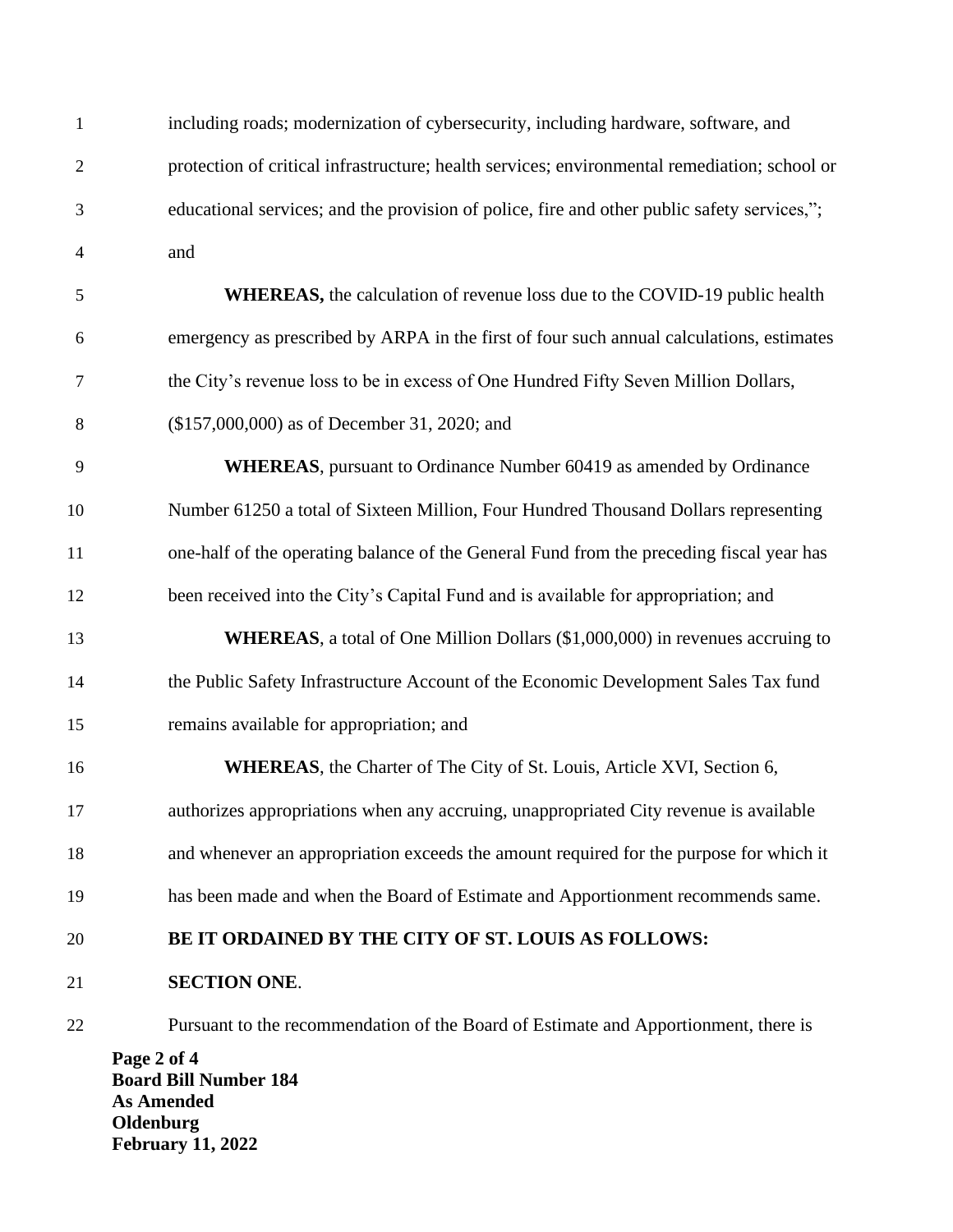including roads; modernization of cybersecurity, including hardware, software, and protection of critical infrastructure; health services; environmental remediation; school or educational services; and the provision of police, fire and other public safety services,"; and

**WHEREAS,** the calculation of revenue loss due to the COVID-19 public health emergency as prescribed by ARPA in the first of four such annual calculations, estimates the City's revenue loss to be in excess of One Hundred Fifty Seven Million Dollars, ($157,000,000) as of December 31, 2020; and

**WHEREAS**, pursuant to Ordinance Number 60419 as amended by Ordinance Number 61250 a total of Sixteen Million, Four Hundred Thousand Dollars representing one-half of the operating balance of the General Fund from the preceding fiscal year has been received into the City's Capital Fund and is available for appropriation; and

**WHEREAS**, a total of One Million Dollars ($1,000,000) in revenues accruing to the Public Safety Infrastructure Account of the Economic Development Sales Tax fund remains available for appropriation; and

**WHEREAS**, the Charter of The City of St. Louis, Article XVI, Section 6, authorizes appropriations when any accruing, unappropriated City revenue is available and whenever an appropriation exceeds the amount required for the purpose for which it has been made and when the Board of Estimate and Apportionment recommends same.

**BE IT ORDAINED BY THE CITY OF ST. LOUIS AS FOLLOWS:**

**SECTION ONE**.

Pursuant to the recommendation of the Board of Estimate and Apportionment, there is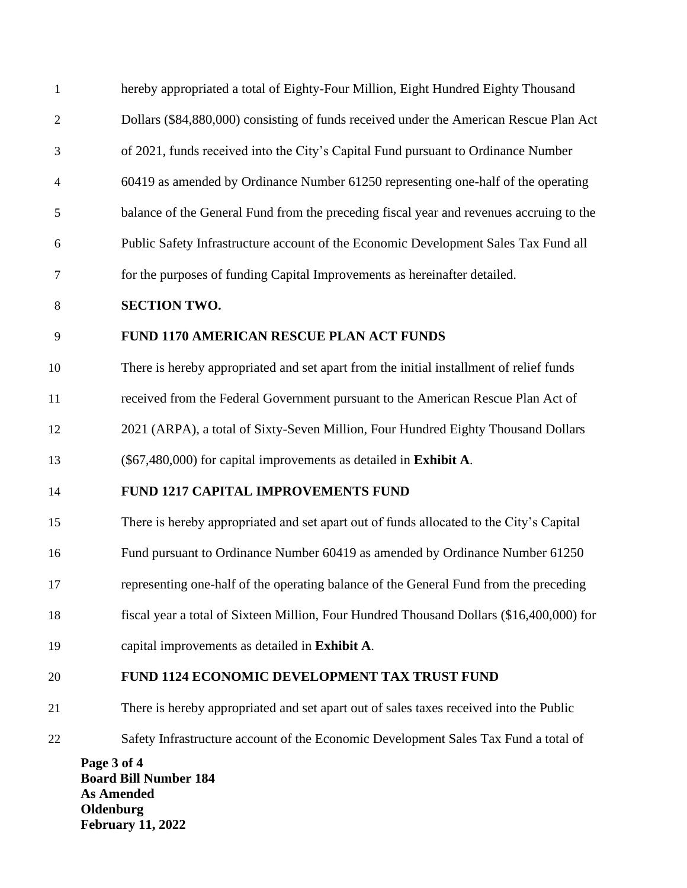hereby appropriated a total of Eighty-Four Million, Eight Hundred Eighty Thousand Dollars ($84,880,000) consisting of funds received under the American Rescue Plan Act of 2021, funds received into the City's Capital Fund pursuant to Ordinance Number 60419 as amended by Ordinance Number 61250 representing one-half of the operating balance of the General Fund from the preceding fiscal year and revenues accruing to the Public Safety Infrastructure account of the Economic Development Sales Tax Fund all for the purposes of funding Capital Improvements as hereinafter detailed.

**SECTION TWO.**

**FUND 1170 AMERICAN RESCUE PLAN ACT FUNDS**

There is hereby appropriated and set apart from the initial installment of relief funds received from the Federal Government pursuant to the American Rescue Plan Act of 2021 (ARPA), a total of Sixty-Seven Million, Four Hundred Eighty Thousand Dollars ($67,480,000) for capital improvements as detailed in **Exhibit A**.

**FUND 1217 CAPITAL IMPROVEMENTS FUND**

There is hereby appropriated and set apart out of funds allocated to the City's Capital Fund pursuant to Ordinance Number 60419 as amended by Ordinance Number 61250 representing one-half of the operating balance of the General Fund from the preceding fiscal year a total of Sixteen Million, Four Hundred Thousand Dollars ($16,400,000) for capital improvements as detailed in **Exhibit A**.

**FUND 1124 ECONOMIC DEVELOPMENT TAX TRUST FUND**

There is hereby appropriated and set apart out of sales taxes received into the Public Safety Infrastructure account of the Economic Development Sales Tax Fund a total of

**Board Bill Number 184**
**As Amended**
**Oldenburg**
**February 11, 2022**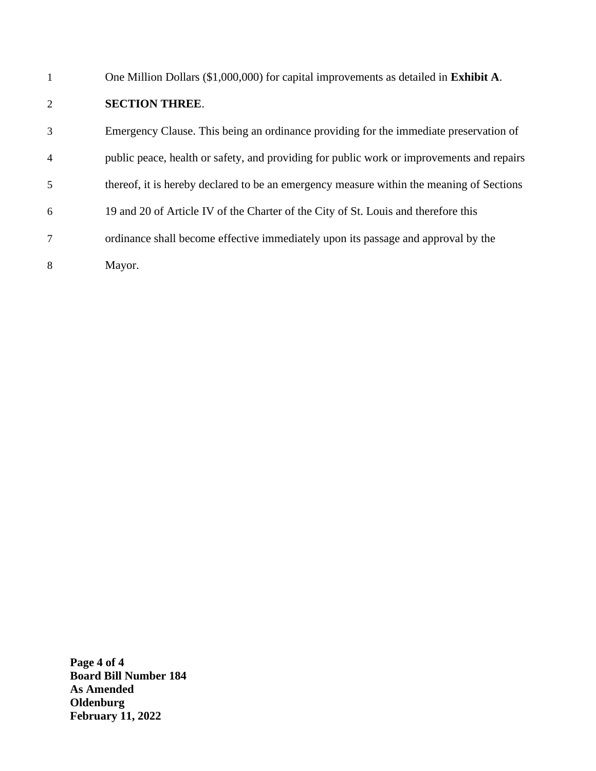One Million Dollars ($1,000,000) for capital improvements as detailed in **Exhibit A**.

**SECTION THREE**.

Emergency Clause. This being an ordinance providing for the immediate preservation of public peace, health or safety, and providing for public work or improvements and repairs thereof, it is hereby declared to be an emergency measure within the meaning of Sections 19 and 20 of Article IV of the Charter of the City of St. Louis and therefore this ordinance shall become effective immediately upon its passage and approval by the Mayor.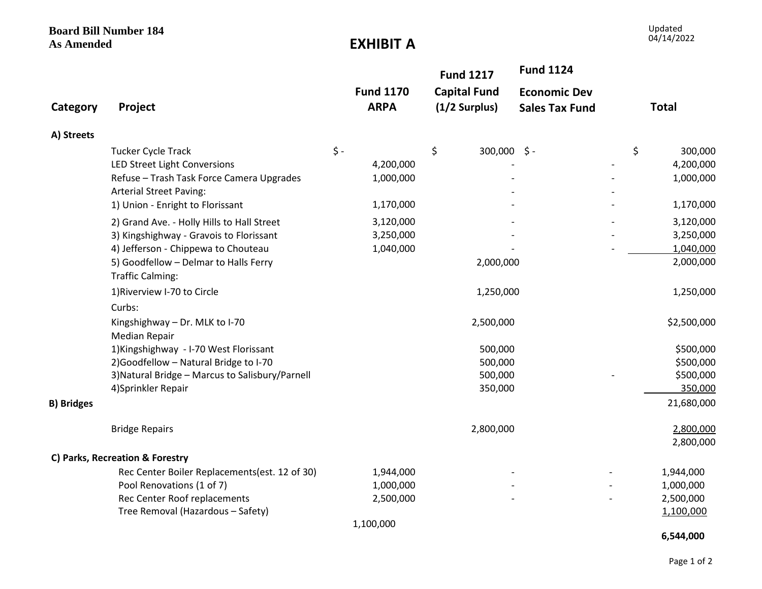**Board Bill Number 184**
**As Amended**

Updated 04/14/2022

# EXHIBIT A

| Category | Project | Fund 1170 ARPA | Fund 1217 Capital Fund (1/2 Surplus) | Fund 1124 Economic Dev Sales Tax Fund | Total |
|---|---|---|---|---|---|
| **A) Streets** | | | | | |
| | Tucker Cycle Track | $ - | $ 300,000 | $ - | $ 300,000 |
| | LED Street Light Conversions | 4,200,000 | - | - | 4,200,000 |
| | Refuse – Trash Task Force Camera Upgrades | 1,000,000 | - | - | 1,000,000 |
| | Arterial Street Paving: | | - | - | |
| | 1) Union - Enright to Florissant | 1,170,000 | - | - | 1,170,000 |
| | 2) Grand Ave. - Holly Hills to Hall Street | 3,120,000 | - | - | 3,120,000 |
| | 3) Kingshighway - Gravois to Florissant | 3,250,000 | - | - | 3,250,000 |
| | 4) Jefferson - Chippewa to Chouteau | 1,040,000 | - | - | 1,040,000 |
| | 5) Goodfellow – Delmar to Halls Ferry | | 2,000,000 | | 2,000,000 |
| | Traffic Calming: | | | | |
| | 1)Riverview I-70 to Circle | | 1,250,000 | | 1,250,000 |
| | Curbs: | | | | |
| | Kingshighway – Dr. MLK to I-70 | | 2,500,000 | | $2,500,000 |
| | Median Repair | | | | |
| | 1)Kingshighway - I-70 West Florissant | | 500,000 | | $500,000 |
| | 2)Goodfellow – Natural Bridge to I-70 | | 500,000 | | $500,000 |
| | 3)Natural Bridge – Marcus to Salisbury/Parnell | | 500,000 | - | $500,000 |
| | 4)Sprinkler Repair | | 350,000 | | 350,000 |
| **B) Bridges** | | | | | 21,680,000 |
| | Bridge Repairs | | 2,800,000 | | 2,800,000 |
| | | | | | 2,800,000 |
| **C) Parks, Recreation & Forestry** | | | | | |
| | Rec Center Boiler Replacements(est. 12 of 30) | 1,944,000 | - | - | 1,944,000 |
| | Pool Renovations (1 of 7) | 1,000,000 | - | - | 1,000,000 |
| | Rec Center Roof replacements | 2,500,000 | - | - | 2,500,000 |
| | Tree Removal (Hazardous – Safety) | 1,100,000 | | | 1,100,000 |
| | | | | | **6,544,000** |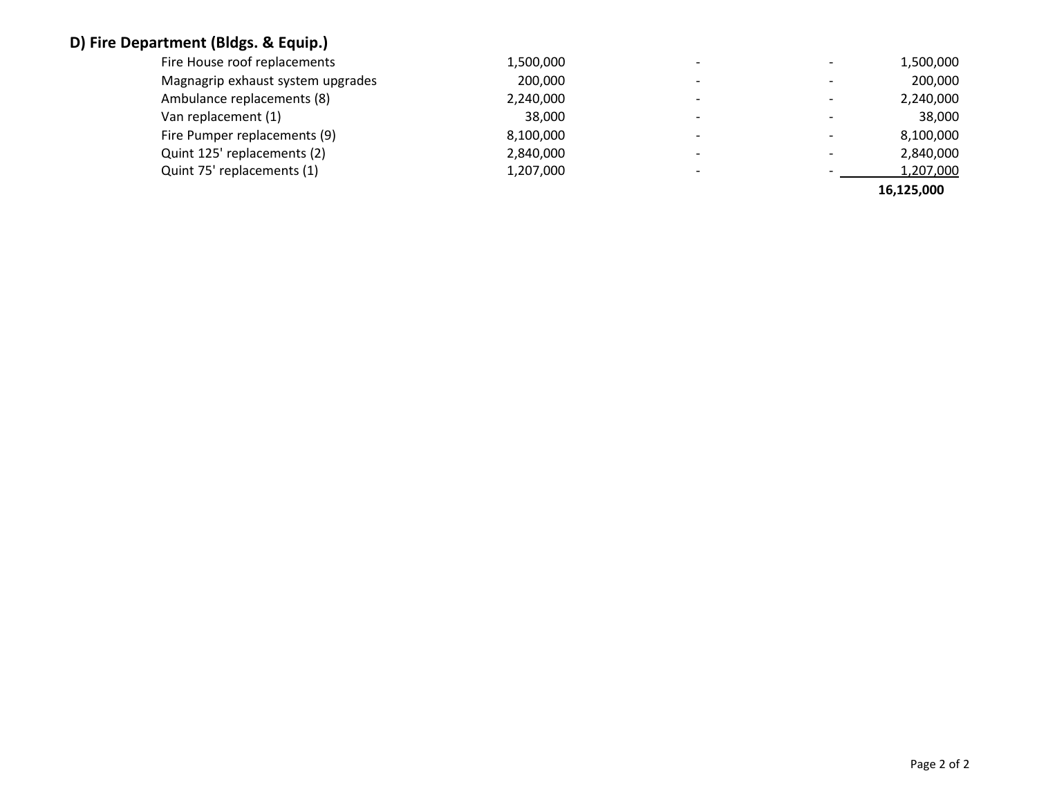**D) Fire Department (Bldgs. & Equip.)**

| | | | | |
|---|---|---|---|---|
| Fire House roof replacements | 1,500,000 | - | - | 1,500,000 |
| Magnagrip exhaust system upgrades | 200,000 | - | - | 200,000 |
| Ambulance replacements (8) | 2,240,000 | - | - | 2,240,000 |
| Van replacement (1) | 38,000 | - | - | 38,000 |
| Fire Pumper replacements (9) | 8,100,000 | - | - | 8,100,000 |
| Quint 125' replacements (2) | 2,840,000 | - | - | 2,840,000 |
| Quint 75' replacements (1) | 1,207,000 | - | - | 1,207,000 |
| | | | | **16,125,000** |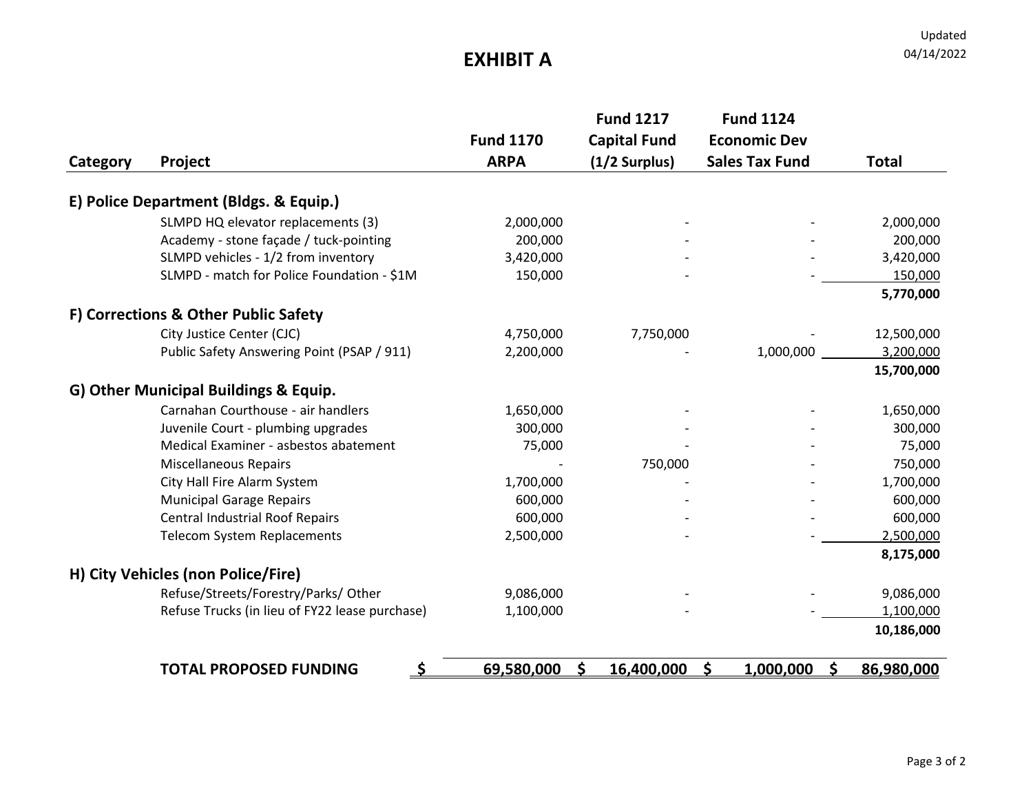Updated 04/14/2022

# EXHIBIT A

| Category | Project | Fund 1170 ARPA | Fund 1217 Capital Fund (1/2 Surplus) | Fund 1124 Economic Dev Sales Tax Fund | Total |
|---|---|---|---|---|---|
| **E) Police Department (Bldgs. & Equip.)** | | | | | |
| | SLMPD HQ elevator replacements (3) | 2,000,000 | - | - | 2,000,000 |
| | Academy - stone façade / tuck-pointing | 200,000 | - | - | 200,000 |
| | SLMPD vehicles - 1/2 from inventory | 3,420,000 | - | - | 3,420,000 |
| | SLMPD - match for Police Foundation - $1M | 150,000 | - | - | 150,000 |
| | | | | | **5,770,000** |
| **F) Corrections & Other Public Safety** | | | | | |
| | City Justice Center (CJC) | 4,750,000 | 7,750,000 | - | 12,500,000 |
| | Public Safety Answering Point (PSAP / 911) | 2,200,000 | - | 1,000,000 | 3,200,000 |
| | | | | | **15,700,000** |
| **G) Other Municipal Buildings & Equip.** | | | | | |
| | Carnahan Courthouse - air handlers | 1,650,000 | - | - | 1,650,000 |
| | Juvenile Court - plumbing upgrades | 300,000 | - | - | 300,000 |
| | Medical Examiner - asbestos abatement | 75,000 | - | - | 75,000 |
| | Miscellaneous Repairs | - | 750,000 | - | 750,000 |
| | City Hall Fire Alarm System | 1,700,000 | - | - | 1,700,000 |
| | Municipal Garage Repairs | 600,000 | - | - | 600,000 |
| | Central Industrial Roof Repairs | 600,000 | - | - | 600,000 |
| | Telecom System Replacements | 2,500,000 | - | - | 2,500,000 |
| | | | | | **8,175,000** |
| **H) City Vehicles (non Police/Fire)** | | | | | |
| | Refuse/Streets/Forestry/Parks/ Other | 9,086,000 | - | - | 9,086,000 |
| | Refuse Trucks (in lieu of FY22 lease purchase) | 1,100,000 | - | - | 1,100,000 |
| | | | | | **10,186,000** |
| | **TOTAL PROPOSED FUNDING** | **$ 69,580,000** | **$ 16,400,000** | **$ 1,000,000** | **$ 86,980,000** |